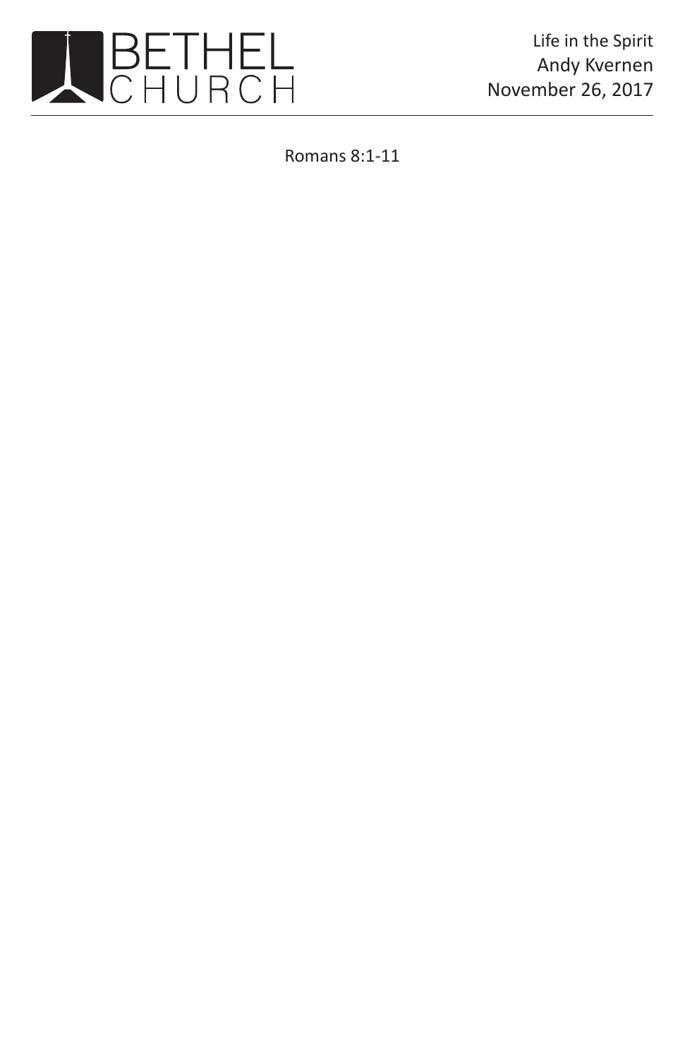BETHEL CHURCH

Life in the Spirit
Andy Kvernen
November 26, 2017

Romans 8:1-11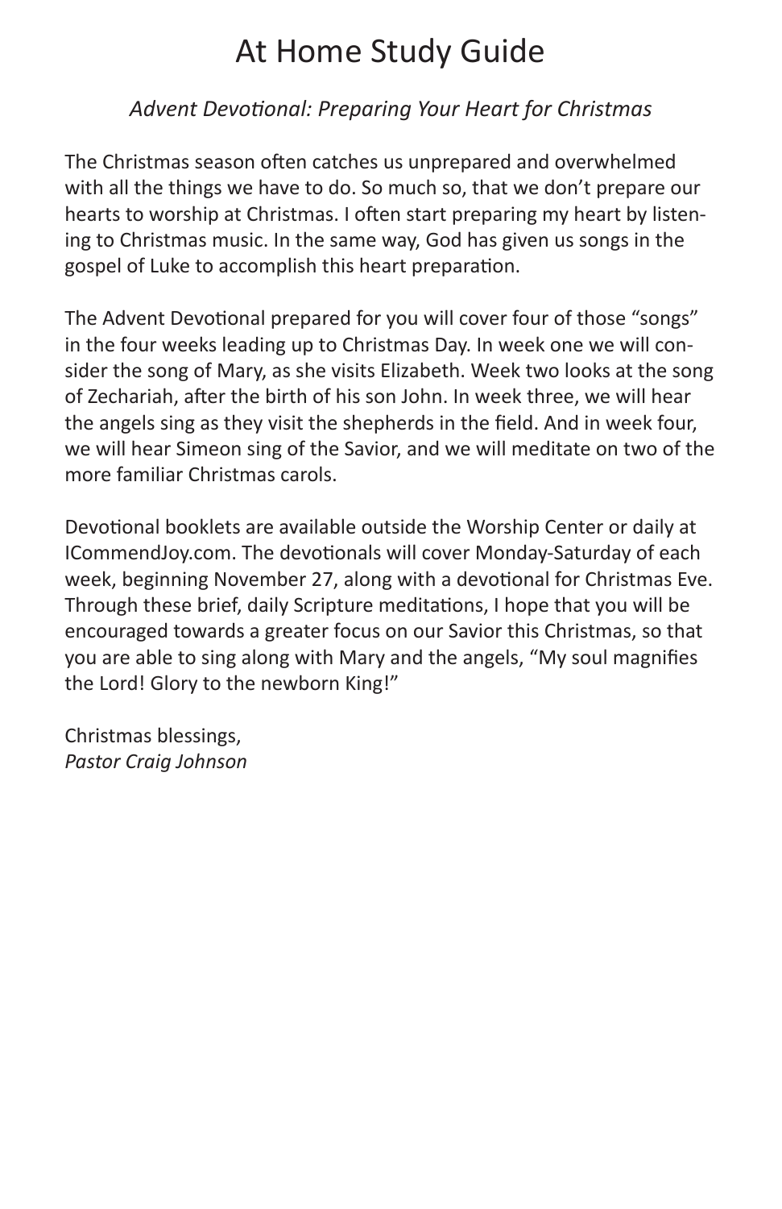# At Home Study Guide

*Advent Devotional: Preparing Your Heart for Christmas*

The Christmas season often catches us unprepared and overwhelmed with all the things we have to do. So much so, that we don't prepare our hearts to worship at Christmas. I often start preparing my heart by listening to Christmas music. In the same way, God has given us songs in the gospel of Luke to accomplish this heart preparation.

The Advent Devotional prepared for you will cover four of those "songs" in the four weeks leading up to Christmas Day. In week one we will consider the song of Mary, as she visits Elizabeth. Week two looks at the song of Zechariah, after the birth of his son John. In week three, we will hear the angels sing as they visit the shepherds in the field. And in week four, we will hear Simeon sing of the Savior, and we will meditate on two of the more familiar Christmas carols.

Devotional booklets are available outside the Worship Center or daily at ICommendJoy.com. The devotionals will cover Monday-Saturday of each week, beginning November 27, along with a devotional for Christmas Eve. Through these brief, daily Scripture meditations, I hope that you will be encouraged towards a greater focus on our Savior this Christmas, so that you are able to sing along with Mary and the angels, "My soul magnifies the Lord! Glory to the newborn King!"

Christmas blessings,
*Pastor Craig Johnson*